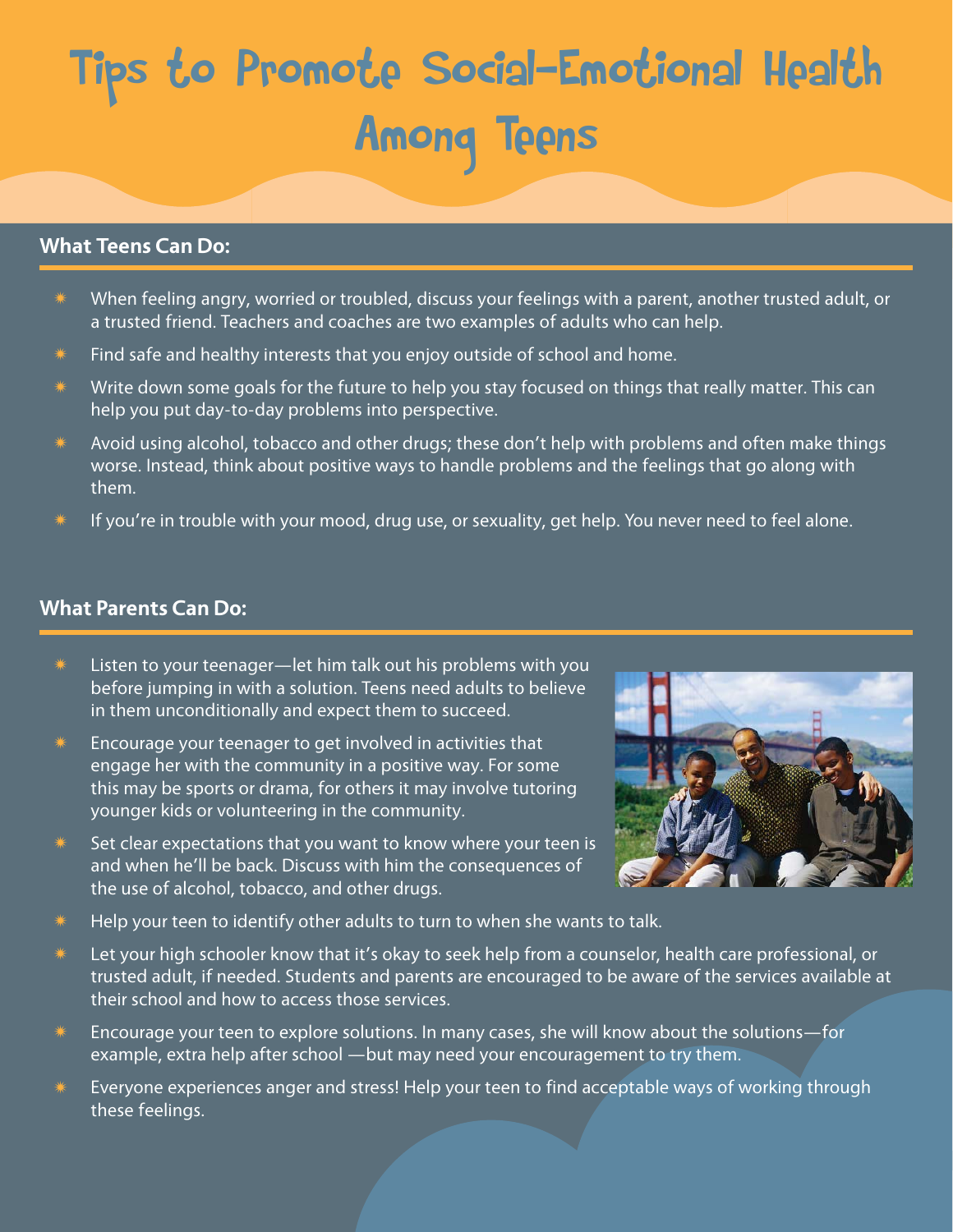# Tips to Promote Social-Emotional Health Among Teens

## What Teens Can Do:

- When feeling angry, worried or troubled, discuss your feelings with a parent, another trusted adult, or a trusted friend. Teachers and coaches are two examples of adults who can help.
- Find safe and healthy interests that you enjoy outside of school and home.
- Write down some goals for the future to help you stay focused on things that really matter. This can help you put day-to-day problems into perspective.
- Avoid using alcohol, tobacco and other drugs; these don't help with problems and often make things worse. Instead, think about positive ways to handle problems and the feelings that go along with them.
- If you're in trouble with your mood, drug use, or sexuality, get help. You never need to feel alone.

## What Parents Can Do:

- Listen to your teenager—let him talk out his problems with you before jumping in with a solution. Teens need adults to believe in them unconditionally and expect them to succeed.
- Encourage your teenager to get involved in activities that engage her with the community in a positive way. For some this may be sports or drama, for others it may involve tutoring younger kids or volunteering in the community.
- Set clear expectations that you want to know where your teen is and when he'll be back. Discuss with him the consequences of the use of alcohol, tobacco, and other drugs.
- Help your teen to identify other adults to turn to when she wants to talk.
- Let your high schooler know that it's okay to seek help from a counselor, health care professional, or trusted adult, if needed. Students and parents are encouraged to be aware of the services available at their school and how to access those services.
- Encourage your teen to explore solutions. In many cases, she will know about the solutions—for example, extra help after school —but may need your encouragement to try them.
- Everyone experiences anger and stress! Help your teen to find acceptable ways of working through these feelings.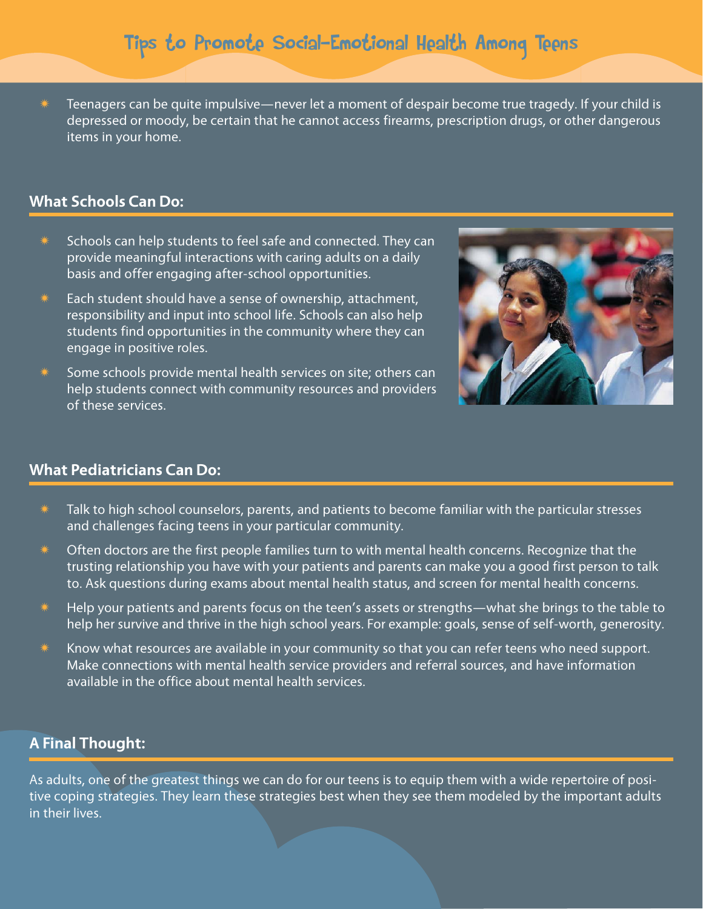## Tips to Promote Social-Emotional Health Among Teens

- Teenagers can be quite impulsive—never let a moment of despair become true tragedy. If your child is depressed or moody, be certain that he cannot access firearms, prescription drugs, or other dangerous items in your home.

### What Schools Can Do:

- Schools can help students to feel safe and connected. They can provide meaningful interactions with caring adults on a daily basis and offer engaging after-school opportunities.
- Each student should have a sense of ownership, attachment, responsibility and input into school life. Schools can also help students find opportunities in the community where they can engage in positive roles.
- Some schools provide mental health services on site; others can help students connect with community resources and providers of these services.

### What Pediatricians Can Do:

- Talk to high school counselors, parents, and patients to become familiar with the particular stresses and challenges facing teens in your particular community.
- Often doctors are the first people families turn to with mental health concerns. Recognize that the trusting relationship you have with your patients and parents can make you a good first person to talk to. Ask questions during exams about mental health status, and screen for mental health concerns.
- Help your patients and parents focus on the teen's assets or strengths—what she brings to the table to help her survive and thrive in the high school years. For example: goals, sense of self-worth, generosity.
- Know what resources are available in your community so that you can refer teens who need support. Make connections with mental health service providers and referral sources, and have information available in the office about mental health services.

### A Final Thought:

As adults, one of the greatest things we can do for our teens is to equip them with a wide repertoire of positive coping strategies. They learn these strategies best when they see them modeled by the important adults in their lives.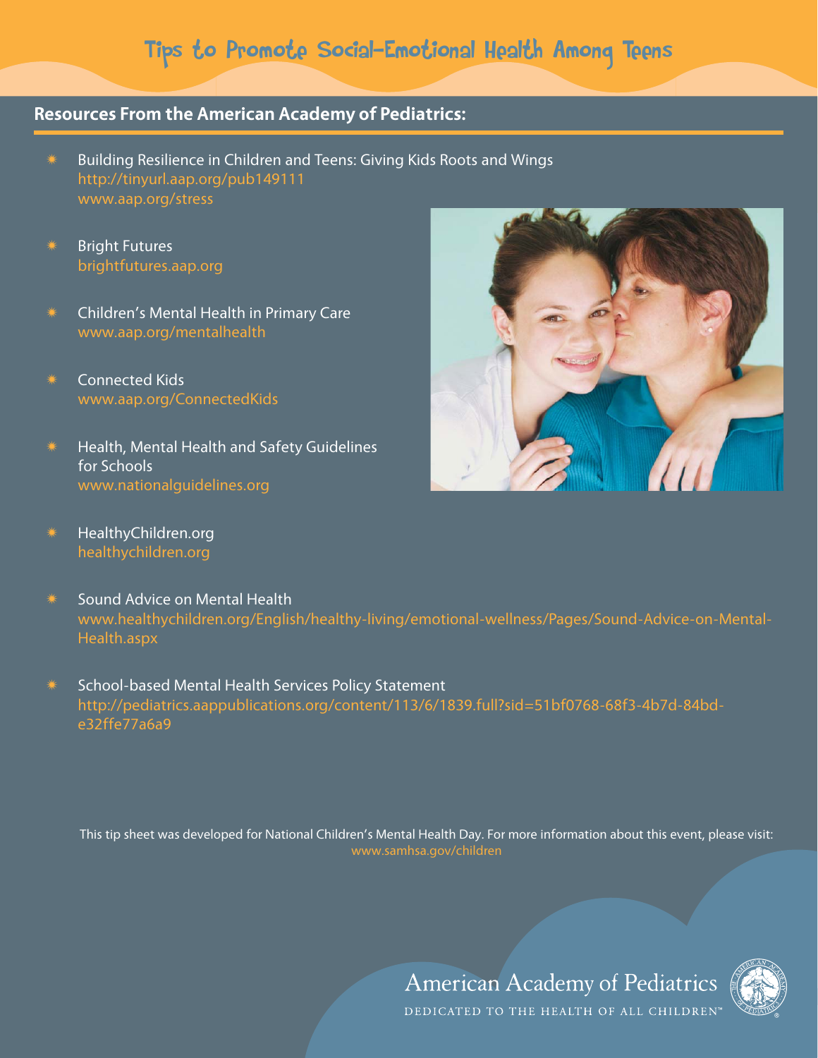# Tips to Promote Social-Emotional Health Among Teens

## Resources From the American Academy of Pediatrics:

- Building Resilience in Children and Teens: Giving Kids Roots and Wings
  http://tinyurl.aap.org/pub149111
  www.aap.org/stress

- Bright Futures
  brightfutures.aap.org

- Children's Mental Health in Primary Care
  www.aap.org/mentalhealth

- Connected Kids
  www.aap.org/ConnectedKids

- Health, Mental Health and Safety Guidelines for Schools
  www.nationalguidelines.org

- HealthyChildren.org
  healthychildren.org

- Sound Advice on Mental Health
  www.healthychildren.org/English/healthy-living/emotional-wellness/Pages/Sound-Advice-on-Mental-Health.aspx

- School-based Mental Health Services Policy Statement
  http://pediatrics.aappublications.org/content/113/6/1839.full?sid=51bf0768-68f3-4b7d-84bd-e32ffe77a6a9

This tip sheet was developed for National Children's Mental Health Day. For more information about this event, please visit: www.samhsa.gov/children

American Academy of Pediatrics
DEDICATED TO THE HEALTH OF ALL CHILDREN™